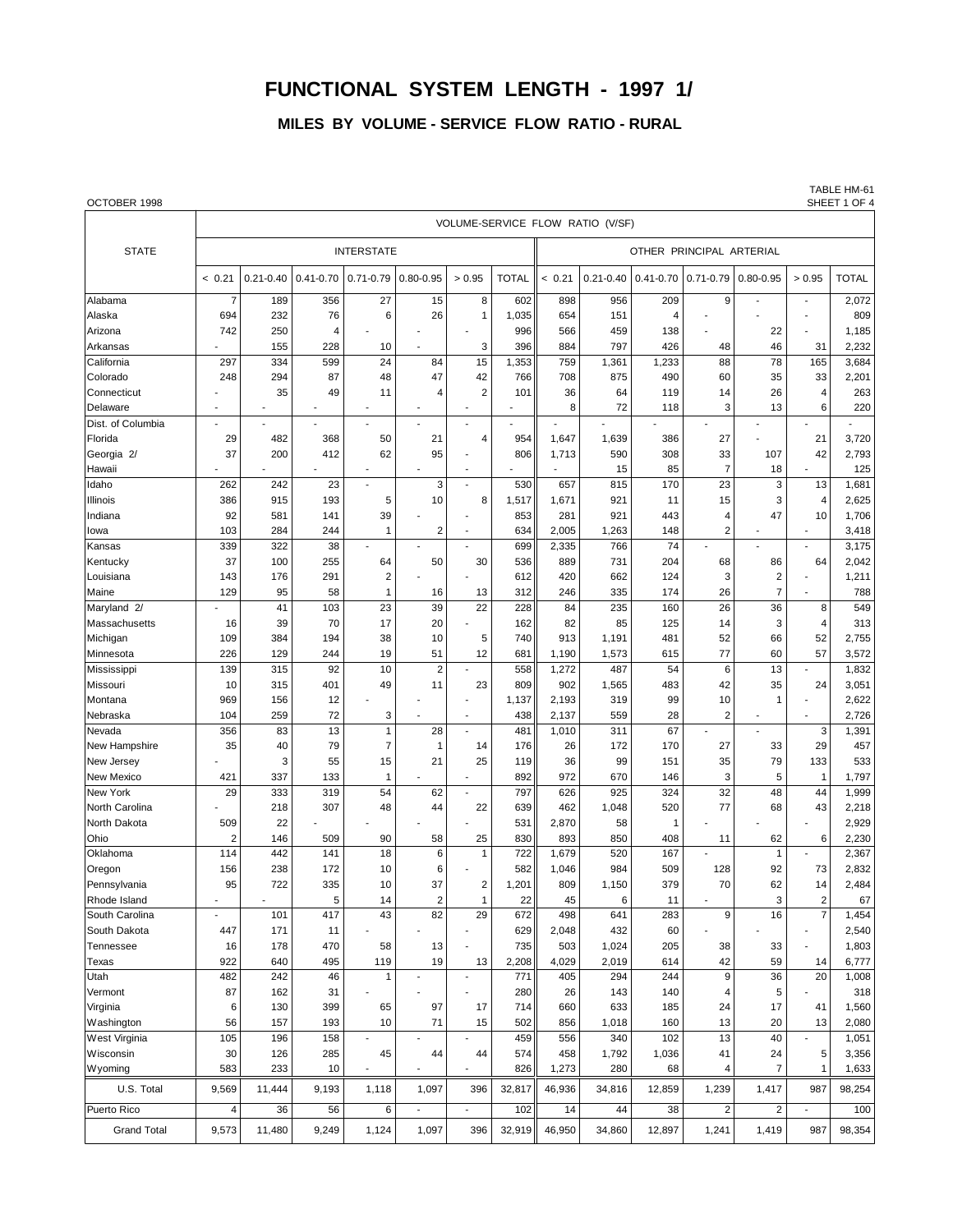# FUNCTIONAL SYSTEM LENGTH - 1997 1/

## MILES BY VOLUME - SERVICE FLOW RATIO - RURAL

OCTOBER 1998

TABLE HM-61
SHEET 1 OF 4

| STATE | VOLUME-SERVICE FLOW RATIO (V/SF) | | | | | | | | | | | | | |
|---|---|---|---|---|---|---|---|---|---|---|---|---|---|---|
| | INTERSTATE | | | | | | | OTHER PRINCIPAL ARTERIAL | | | | | | |
| | < 0.21 | 0.21-0.40 | 0.41-0.70 | 0.71-0.79 | 0.80-0.95 | > 0.95 | TOTAL | < 0.21 | 0.21-0.40 | 0.41-0.70 | 0.71-0.79 | 0.80-0.95 | > 0.95 | TOTAL |
| Alabama | 7 | 189 | 356 | 27 | 15 | 8 | 602 | 898 | 956 | 209 | 9 | - | - | 2,072 |
| Alaska | 694 | 232 | 76 | 6 | 26 | 1 | 1,035 | 654 | 151 | 4 | - | - | - | 809 |
| Arizona | 742 | 250 | 4 | - | - | - | 996 | 566 | 459 | 138 | - | 22 | - | 1,185 |
| Arkansas | - | 155 | 228 | 10 | - | 3 | 396 | 884 | 797 | 426 | 48 | 46 | 31 | 2,232 |
| California | 297 | 334 | 599 | 24 | 84 | 15 | 1,353 | 759 | 1,361 | 1,233 | 88 | 78 | 165 | 3,684 |
| Colorado | 248 | 294 | 87 | 48 | 47 | 42 | 766 | 708 | 875 | 490 | 60 | 35 | 33 | 2,201 |
| Connecticut | - | 35 | 49 | 11 | 4 | 2 | 101 | 36 | 64 | 119 | 14 | 26 | 4 | 263 |
| Delaware | - | - | - | - | - | - | - | 8 | 72 | 118 | 3 | 13 | 6 | 220 |
| Dist. of Columbia | - | - | - | - | - | - | - | - | - | - | - | - | - | - |
| Florida | 29 | 482 | 368 | 50 | 21 | 4 | 954 | 1,647 | 1,639 | 386 | 27 | - | 21 | 3,720 |
| Georgia 2/ | 37 | 200 | 412 | 62 | 95 | - | 806 | 1,713 | 590 | 308 | 33 | 107 | 42 | 2,793 |
| Hawaii | - | - | - | - | - | - | - | - | 15 | 85 | 7 | 18 | - | 125 |
| Idaho | 262 | 242 | 23 | - | 3 | - | 530 | 657 | 815 | 170 | 23 | 3 | 13 | 1,681 |
| Illinois | 386 | 915 | 193 | 5 | 10 | 8 | 1,517 | 1,671 | 921 | 11 | 15 | 3 | 4 | 2,625 |
| Indiana | 92 | 581 | 141 | 39 | - | - | 853 | 281 | 921 | 443 | 4 | 47 | 10 | 1,706 |
| Iowa | 103 | 284 | 244 | 1 | 2 | - | 634 | 2,005 | 1,263 | 148 | 2 | - | - | 3,418 |
| Kansas | 339 | 322 | 38 | - | - | - | 699 | 2,335 | 766 | 74 | - | - | - | 3,175 |
| Kentucky | 37 | 100 | 255 | 64 | 50 | 30 | 536 | 889 | 731 | 204 | 68 | 86 | 64 | 2,042 |
| Louisiana | 143 | 176 | 291 | 2 | - | - | 612 | 420 | 662 | 124 | 3 | 2 | - | 1,211 |
| Maine | 129 | 95 | 58 | 1 | 16 | 13 | 312 | 246 | 335 | 174 | 26 | 7 | - | 788 |
| Maryland 2/ | - | 41 | 103 | 23 | 39 | 22 | 228 | 84 | 235 | 160 | 26 | 36 | 8 | 549 |
| Massachusetts | 16 | 39 | 70 | 17 | 20 | - | 162 | 82 | 85 | 125 | 14 | 3 | 4 | 313 |
| Michigan | 109 | 384 | 194 | 38 | 10 | 5 | 740 | 913 | 1,191 | 481 | 52 | 66 | 52 | 2,755 |
| Minnesota | 226 | 129 | 244 | 19 | 51 | 12 | 681 | 1,190 | 1,573 | 615 | 77 | 60 | 57 | 3,572 |
| Mississippi | 139 | 315 | 92 | 10 | 2 | - | 558 | 1,272 | 487 | 54 | 6 | 13 | - | 1,832 |
| Missouri | 10 | 315 | 401 | 49 | 11 | 23 | 809 | 902 | 1,565 | 483 | 42 | 35 | 24 | 3,051 |
| Montana | 969 | 156 | 12 | - | - | - | 1,137 | 2,193 | 319 | 99 | 10 | 1 | - | 2,622 |
| Nebraska | 104 | 259 | 72 | 3 | - | - | 438 | 2,137 | 559 | 28 | 2 | - | - | 2,726 |
| Nevada | 356 | 83 | 13 | 1 | 28 | - | 481 | 1,010 | 311 | 67 | - | - | 3 | 1,391 |
| New Hampshire | 35 | 40 | 79 | 7 | 1 | 14 | 176 | 26 | 172 | 170 | 27 | 33 | 29 | 457 |
| New Jersey | - | 3 | 55 | 15 | 21 | 25 | 119 | 36 | 99 | 151 | 35 | 79 | 133 | 533 |
| New Mexico | 421 | 337 | 133 | 1 | - | - | 892 | 972 | 670 | 146 | 3 | 5 | 1 | 1,797 |
| New York | 29 | 333 | 319 | 54 | 62 | - | 797 | 626 | 925 | 324 | 32 | 48 | 44 | 1,999 |
| North Carolina | - | 218 | 307 | 48 | 44 | 22 | 639 | 462 | 1,048 | 520 | 77 | 68 | 43 | 2,218 |
| North Dakota | 509 | 22 | - | - | - | - | 531 | 2,870 | 58 | 1 | - | - | - | 2,929 |
| Ohio | 2 | 146 | 509 | 90 | 58 | 25 | 830 | 893 | 850 | 408 | 11 | 62 | 6 | 2,230 |
| Oklahoma | 114 | 442 | 141 | 18 | 6 | 1 | 722 | 1,679 | 520 | 167 | - | 1 | - | 2,367 |
| Oregon | 156 | 238 | 172 | 10 | 6 | - | 582 | 1,046 | 984 | 509 | 128 | 92 | 73 | 2,832 |
| Pennsylvania | 95 | 722 | 335 | 10 | 37 | 2 | 1,201 | 809 | 1,150 | 379 | 70 | 62 | 14 | 2,484 |
| Rhode Island | - | - | 5 | 14 | 2 | 1 | 22 | 45 | 6 | 11 | - | 3 | 2 | 67 |
| South Carolina | - | 101 | 417 | 43 | 82 | 29 | 672 | 498 | 641 | 283 | 9 | 16 | 7 | 1,454 |
| South Dakota | 447 | 171 | 11 | - | - | - | 629 | 2,048 | 432 | 60 | - | - | - | 2,540 |
| Tennessee | 16 | 178 | 470 | 58 | 13 | - | 735 | 503 | 1,024 | 205 | 38 | 33 | - | 1,803 |
| Texas | 922 | 640 | 495 | 119 | 19 | 13 | 2,208 | 4,029 | 2,019 | 614 | 42 | 59 | 14 | 6,777 |
| Utah | 482 | 242 | 46 | 1 | - | - | 771 | 405 | 294 | 244 | 9 | 36 | 20 | 1,008 |
| Vermont | 87 | 162 | 31 | - | - | - | 280 | 26 | 143 | 140 | 4 | 5 | - | 318 |
| Virginia | 6 | 130 | 399 | 65 | 97 | 17 | 714 | 660 | 633 | 185 | 24 | 17 | 41 | 1,560 |
| Washington | 56 | 157 | 193 | 10 | 71 | 15 | 502 | 856 | 1,018 | 160 | 13 | 20 | 13 | 2,080 |
| West Virginia | 105 | 196 | 158 | - | - | - | 459 | 556 | 340 | 102 | 13 | 40 | - | 1,051 |
| Wisconsin | 30 | 126 | 285 | 45 | 44 | 44 | 574 | 458 | 1,792 | 1,036 | 41 | 24 | 5 | 3,356 |
| Wyoming | 583 | 233 | 10 | - | - | - | 826 | 1,273 | 280 | 68 | 4 | 7 | 1 | 1,633 |
| U.S. Total | 9,569 | 11,444 | 9,193 | 1,118 | 1,097 | 396 | 32,817 | 46,936 | 34,816 | 12,859 | 1,239 | 1,417 | 987 | 98,254 |
| Puerto Rico | 4 | 36 | 56 | 6 | - | - | 102 | 14 | 44 | 38 | 2 | 2 | - | 100 |
| Grand Total | 9,573 | 11,480 | 9,249 | 1,124 | 1,097 | 396 | 32,919 | 46,950 | 34,860 | 12,897 | 1,241 | 1,419 | 987 | 98,354 |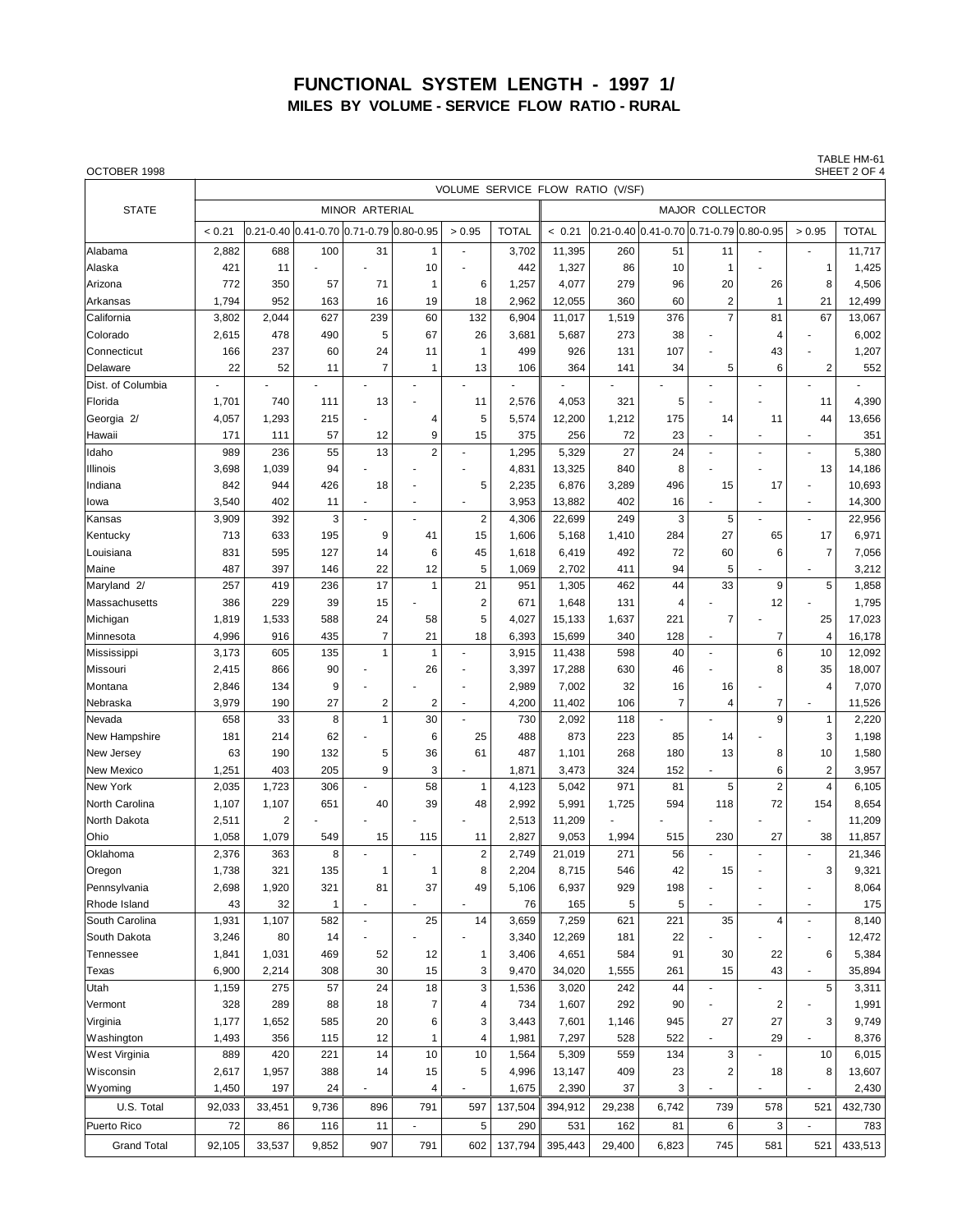# FUNCTIONAL SYSTEM LENGTH - 1997 1/

## MILES BY VOLUME - SERVICE FLOW RATIO - RURAL

OCTOBER 1998

TABLE HM-61
SHEET 2 OF 4

| STATE | VOLUME SERVICE FLOW RATIO (V/SF) | | | | | | | | | | | | | |
|---|---|---|---|---|---|---|---|---|---|---|---|---|---|---|
| | MINOR ARTERIAL | | | | | | | MAJOR COLLECTOR | | | | | | |
| | < 0.21 | 0.21-0.40 | 0.41-0.70 | 0.71-0.79 | 0.80-0.95 | > 0.95 | TOTAL | < 0.21 | 0.21-0.40 | 0.41-0.70 | 0.71-0.79 | 0.80-0.95 | > 0.95 | TOTAL |
| Alabama | 2,882 | 688 | 100 | 31 | 1 | - | 3,702 | 11,395 | 260 | 51 | 11 | - | - | 11,717 |
| Alaska | 421 | 11 | - | - | 10 | - | 442 | 1,327 | 86 | 10 | 1 | - | 1 | 1,425 |
| Arizona | 772 | 350 | 57 | 71 | 1 | 6 | 1,257 | 4,077 | 279 | 96 | 20 | 26 | 8 | 4,506 |
| Arkansas | 1,794 | 952 | 163 | 16 | 19 | 18 | 2,962 | 12,055 | 360 | 60 | 2 | 1 | 21 | 12,499 |
| California | 3,802 | 2,044 | 627 | 239 | 60 | 132 | 6,904 | 11,017 | 1,519 | 376 | 7 | 81 | 67 | 13,067 |
| Colorado | 2,615 | 478 | 490 | 5 | 67 | 26 | 3,681 | 5,687 | 273 | 38 | - | 4 | - | 6,002 |
| Connecticut | 166 | 237 | 60 | 24 | 11 | 1 | 499 | 926 | 131 | 107 | - | 43 | - | 1,207 |
| Delaware | 22 | 52 | 11 | 7 | 1 | 13 | 106 | 364 | 141 | 34 | 5 | 6 | 2 | 552 |
| Dist. of Columbia | - | - | - | - | - | - | - | - | - | - | - | - | - | - |
| Florida | 1,701 | 740 | 111 | 13 | - | 11 | 2,576 | 4,053 | 321 | 5 | - | - | 11 | 4,390 |
| Georgia 2/ | 4,057 | 1,293 | 215 | - | 4 | 5 | 5,574 | 12,200 | 1,212 | 175 | 14 | 11 | 44 | 13,656 |
| Hawaii | 171 | 111 | 57 | 12 | 9 | 15 | 375 | 256 | 72 | 23 | - | - | - | 351 |
| Idaho | 989 | 236 | 55 | 13 | 2 | - | 1,295 | 5,329 | 27 | 24 | - | - | - | 5,380 |
| Illinois | 3,698 | 1,039 | 94 | - | - | - | 4,831 | 13,325 | 840 | 8 | - | - | 13 | 14,186 |
| Indiana | 842 | 944 | 426 | 18 | - | 5 | 2,235 | 6,876 | 3,289 | 496 | 15 | 17 | - | 10,693 |
| Iowa | 3,540 | 402 | 11 | - | - | - | 3,953 | 13,882 | 402 | 16 | - | - | - | 14,300 |
| Kansas | 3,909 | 392 | 3 | - | - | 2 | 4,306 | 22,699 | 249 | 3 | 5 | - | - | 22,956 |
| Kentucky | 713 | 633 | 195 | 9 | 41 | 15 | 1,606 | 5,168 | 1,410 | 284 | 27 | 65 | 17 | 6,971 |
| Louisiana | 831 | 595 | 127 | 14 | 6 | 45 | 1,618 | 6,419 | 492 | 72 | 60 | 6 | 7 | 7,056 |
| Maine | 487 | 397 | 146 | 22 | 12 | 5 | 1,069 | 2,702 | 411 | 94 | 5 | - | - | 3,212 |
| Maryland 2/ | 257 | 419 | 236 | 17 | 1 | 21 | 951 | 1,305 | 462 | 44 | 33 | 9 | 5 | 1,858 |
| Massachusetts | 386 | 229 | 39 | 15 | - | 2 | 671 | 1,648 | 131 | 4 | - | 12 | - | 1,795 |
| Michigan | 1,819 | 1,533 | 588 | 24 | 58 | 5 | 4,027 | 15,133 | 1,637 | 221 | 7 | - | 25 | 17,023 |
| Minnesota | 4,996 | 916 | 435 | 7 | 21 | 18 | 6,393 | 15,699 | 340 | 128 | - | 7 | 4 | 16,178 |
| Mississippi | 3,173 | 605 | 135 | 1 | 1 | - | 3,915 | 11,438 | 598 | 40 | - | 6 | 10 | 12,092 |
| Missouri | 2,415 | 866 | 90 | - | 26 | - | 3,397 | 17,288 | 630 | 46 | - | 8 | 35 | 18,007 |
| Montana | 2,846 | 134 | 9 | - | - | - | 2,989 | 7,002 | 32 | 16 | 16 | - | 4 | 7,070 |
| Nebraska | 3,979 | 190 | 27 | 2 | 2 | - | 4,200 | 11,402 | 106 | 7 | 4 | 7 | - | 11,526 |
| Nevada | 658 | 33 | 8 | 1 | 30 | - | 730 | 2,092 | 118 | - | - | 9 | 1 | 2,220 |
| New Hampshire | 181 | 214 | 62 | - | 6 | 25 | 488 | 873 | 223 | 85 | 14 | - | 3 | 1,198 |
| New Jersey | 63 | 190 | 132 | 5 | 36 | 61 | 487 | 1,101 | 268 | 180 | 13 | 8 | 10 | 1,580 |
| New Mexico | 1,251 | 403 | 205 | 9 | 3 | - | 1,871 | 3,473 | 324 | 152 | - | 6 | 2 | 3,957 |
| New York | 2,035 | 1,723 | 306 | - | 58 | 1 | 4,123 | 5,042 | 971 | 81 | 5 | 2 | 4 | 6,105 |
| North Carolina | 1,107 | 1,107 | 651 | 40 | 39 | 48 | 2,992 | 5,991 | 1,725 | 594 | 118 | 72 | 154 | 8,654 |
| North Dakota | 2,511 | 2 | - | - | - | - | 2,513 | 11,209 | - | - | - | - | - | 11,209 |
| Ohio | 1,058 | 1,079 | 549 | 15 | 115 | 11 | 2,827 | 9,053 | 1,994 | 515 | 230 | 27 | 38 | 11,857 |
| Oklahoma | 2,376 | 363 | 8 | - | - | 2 | 2,749 | 21,019 | 271 | 56 | - | - | - | 21,346 |
| Oregon | 1,738 | 321 | 135 | 1 | 1 | 8 | 2,204 | 8,715 | 546 | 42 | 15 | - | 3 | 9,321 |
| Pennsylvania | 2,698 | 1,920 | 321 | 81 | 37 | 49 | 5,106 | 6,937 | 929 | 198 | - | - | - | 8,064 |
| Rhode Island | 43 | 32 | 1 | - | - | - | 76 | 165 | 5 | 5 | - | - | - | 175 |
| South Carolina | 1,931 | 1,107 | 582 | - | 25 | 14 | 3,659 | 7,259 | 621 | 221 | 35 | 4 | - | 8,140 |
| South Dakota | 3,246 | 80 | 14 | - | - | - | 3,340 | 12,269 | 181 | 22 | - | - | - | 12,472 |
| Tennessee | 1,841 | 1,031 | 469 | 52 | 12 | 1 | 3,406 | 4,651 | 584 | 91 | 30 | 22 | 6 | 5,384 |
| Texas | 6,900 | 2,214 | 308 | 30 | 15 | 3 | 9,470 | 34,020 | 1,555 | 261 | 15 | 43 | - | 35,894 |
| Utah | 1,159 | 275 | 57 | 24 | 18 | 3 | 1,536 | 3,020 | 242 | 44 | - | - | 5 | 3,311 |
| Vermont | 328 | 289 | 88 | 18 | 7 | 4 | 734 | 1,607 | 292 | 90 | - | 2 | - | 1,991 |
| Virginia | 1,177 | 1,652 | 585 | 20 | 6 | 3 | 3,443 | 7,601 | 1,146 | 945 | 27 | 27 | 3 | 9,749 |
| Washington | 1,493 | 356 | 115 | 12 | 1 | 4 | 1,981 | 7,297 | 528 | 522 | - | 29 | - | 8,376 |
| West Virginia | 889 | 420 | 221 | 14 | 10 | 10 | 1,564 | 5,309 | 559 | 134 | 3 | - | 10 | 6,015 |
| Wisconsin | 2,617 | 1,957 | 388 | 14 | 15 | 5 | 4,996 | 13,147 | 409 | 23 | 2 | 18 | 8 | 13,607 |
| Wyoming | 1,450 | 197 | 24 | - | 4 | - | 1,675 | 2,390 | 37 | 3 | - | - | - | 2,430 |
| U.S. Total | 92,033 | 33,451 | 9,736 | 896 | 791 | 597 | 137,504 | 394,912 | 29,238 | 6,742 | 739 | 578 | 521 | 432,730 |
| Puerto Rico | 72 | 86 | 116 | 11 | - | 5 | 290 | 531 | 162 | 81 | 6 | 3 | - | 783 |
| Grand Total | 92,105 | 33,537 | 9,852 | 907 | 791 | 602 | 137,794 | 395,443 | 29,400 | 6,823 | 745 | 581 | 521 | 433,513 |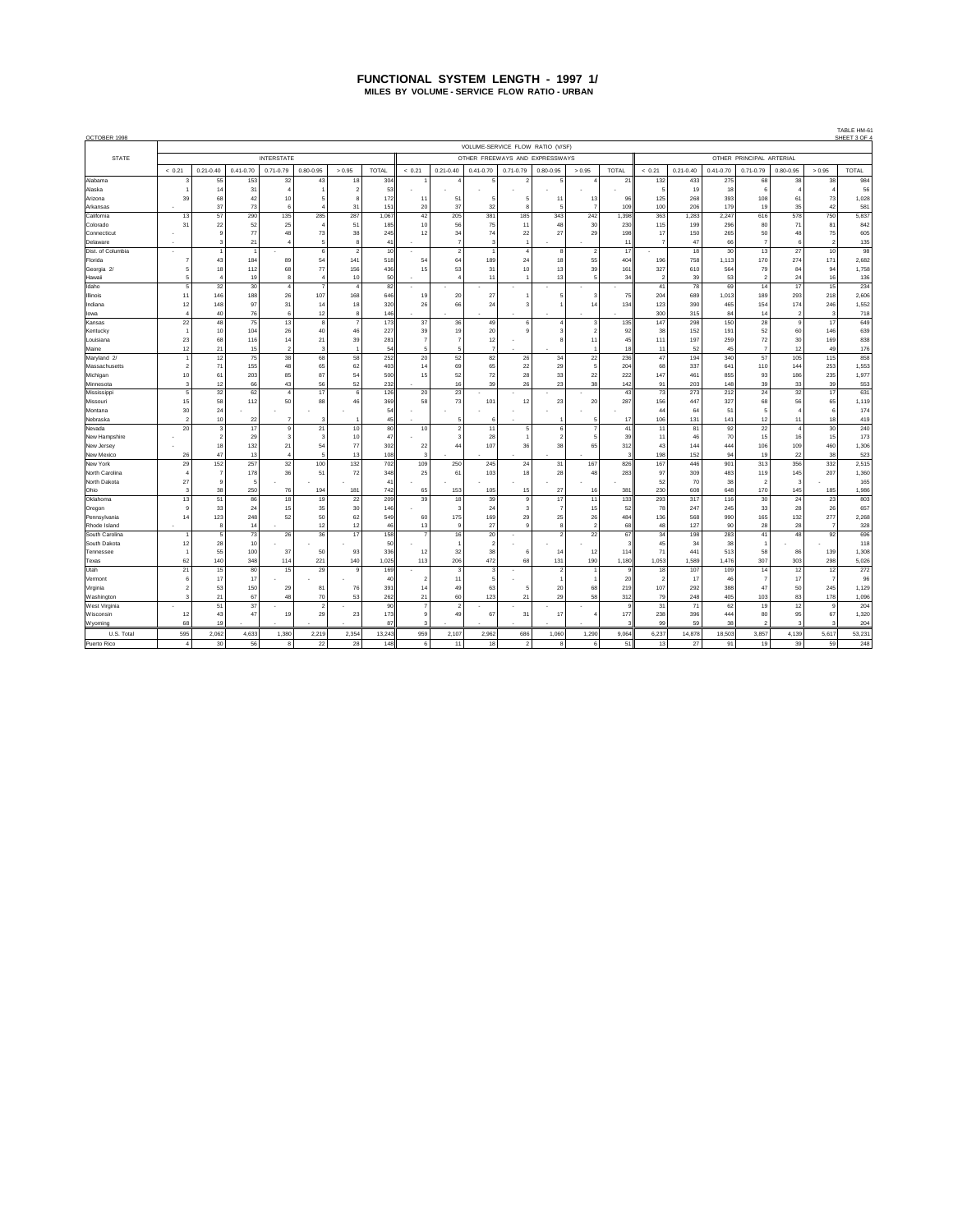# FUNCTIONAL SYSTEM LENGTH - 1997 1/

## MILES BY VOLUME - SERVICE FLOW RATIO - URBAN

OCTOBER 1998

TABLE HM-61
SHEET 3 OF 4

| STATE | VOLUME-SERVICE FLOW RATIO (V/SF) | | | | | | | | | | | | | | | | | | | | |
|---|---|---|---|---|---|---|---|---|---|---|---|---|---|---|---|---|---|---|---|---|---|
| | INTERSTATE | | | | | | | OTHER FREEWAYS AND EXPRESSWAYS | | | | | | | OTHER PRINCIPAL ARTERIAL | | | | | | |
| | < 0.21 | 0.21-0.40 | 0.41-0.70 | 0.71-0.79 | 0.80-0.95 | > 0.95 | TOTAL | < 0.21 | 0.21-0.40 | 0.41-0.70 | 0.71-0.79 | 0.80-0.95 | > 0.95 | TOTAL | < 0.21 | 0.21-0.40 | 0.41-0.70 | 0.71-0.79 | 0.80-0.95 | > 0.95 | TOTAL |
| Alabama | 3 | 55 | 153 | 32 | 43 | 18 | 304 | 1 | 4 | 5 | 2 | 5 | 4 | 21 | 132 | 433 | 275 | 68 | 38 | 38 | 984 |
| Alaska | 1 | 14 | 31 | 4 | 1 | 2 | 53 | - | - | - | - | - | - | - | 5 | 19 | 18 | 6 | 4 | 4 | 56 |
| Arizona | 39 | 68 | 42 | 10 | 5 | 8 | 172 | 11 | 51 | 5 | 5 | 11 | 13 | 96 | 125 | 268 | 393 | 108 | 61 | 73 | 1,028 |
| Arkansas | - | 37 | 73 | 6 | 4 | 31 | 151 | 20 | 37 | 32 | 8 | 5 | 7 | 109 | 100 | 206 | 179 | 19 | 35 | 42 | 581 |
| California | 13 | 57 | 290 | 135 | 285 | 287 | 1,067 | 42 | 205 | 381 | 185 | 343 | 242 | 1,398 | 363 | 1,283 | 2,247 | 616 | 578 | 750 | 5,837 |
| Colorado | 31 | 22 | 52 | 25 | 4 | 51 | 185 | 10 | 56 | 75 | 11 | 48 | 30 | 230 | 115 | 199 | 296 | 80 | 71 | 81 | 842 |
| Connecticut | - | 9 | 77 | 48 | 73 | 38 | 245 | 12 | 34 | 74 | 22 | 27 | 29 | 198 | 17 | 150 | 265 | 50 | 48 | 75 | 605 |
| Delaware | - | 3 | 21 | 4 | 5 | 8 | 41 | - | 7 | 3 | 1 | - | - | 11 | 7 | 47 | 66 | 7 | 6 | 2 | 135 |
| Dist. of Columbia | - | 1 | 1 | - | 6 | 2 | 10 | - | 2 | 1 | 4 | 8 | 2 | 17 | - | 18 | 30 | 13 | 27 | 10 | 98 |
| Florida | 7 | 43 | 184 | 89 | 54 | 141 | 518 | 54 | 64 | 189 | 24 | 18 | 55 | 404 | 196 | 758 | 1,113 | 170 | 274 | 171 | 2,682 |
| Georgia 2/ | 5 | 18 | 112 | 68 | 77 | 156 | 436 | 15 | 53 | 31 | 10 | 13 | 39 | 161 | 327 | 610 | 564 | 79 | 84 | 94 | 1,758 |
| Hawaii | 5 | 4 | 19 | 8 | 4 | 10 | 50 | - | 4 | 11 | 1 | 13 | 5 | 34 | 2 | 39 | 53 | 2 | 24 | 16 | 136 |
| Idaho | 5 | 32 | 30 | 4 | 7 | 4 | 82 | - | - | - | - | - | - | - | 41 | 78 | 69 | 14 | 17 | 15 | 234 |
| Illinois | 11 | 146 | 188 | 26 | 107 | 168 | 646 | 19 | 20 | 27 | 1 | 5 | 3 | 75 | 204 | 689 | 1,013 | 189 | 293 | 218 | 2,606 |
| Indiana | 12 | 148 | 97 | 31 | 14 | 18 | 320 | 26 | 66 | 24 | 3 | 1 | 14 | 134 | 123 | 390 | 465 | 154 | 174 | 246 | 1,552 |
| Iowa | 4 | 40 | 76 | 6 | 12 | 8 | 146 | - | - | - | - | - | - | - | 300 | 315 | 84 | 14 | 2 | 3 | 718 |
| Kansas | 22 | 48 | 75 | 13 | 8 | 7 | 173 | 37 | 36 | 49 | 6 | 4 | 3 | 135 | 147 | 298 | 150 | 28 | 9 | 17 | 649 |
| Kentucky | 1 | 10 | 104 | 26 | 40 | 46 | 227 | 39 | 19 | 20 | 9 | 3 | 2 | 92 | 38 | 152 | 191 | 52 | 60 | 146 | 639 |
| Louisiana | 23 | 68 | 116 | 14 | 21 | 39 | 281 | 7 | 7 | 12 | - | 8 | 11 | 45 | 111 | 197 | 259 | 72 | 30 | 169 | 838 |
| Maine | 12 | 21 | 15 | 2 | 3 | 1 | 54 | 5 | 5 | 7 | - | - | 1 | 18 | 11 | 52 | 45 | 7 | 12 | 49 | 176 |
| Maryland 2/ | 1 | 12 | 75 | 38 | 68 | 58 | 252 | 20 | 52 | 82 | 26 | 34 | 22 | 236 | 47 | 194 | 340 | 57 | 105 | 115 | 858 |
| Massachusetts | 2 | 71 | 155 | 48 | 65 | 62 | 403 | 14 | 69 | 65 | 22 | 29 | 5 | 204 | 68 | 337 | 641 | 110 | 144 | 253 | 1,553 |
| Michigan | 10 | 61 | 203 | 85 | 87 | 54 | 500 | 15 | 52 | 72 | 28 | 33 | 22 | 222 | 147 | 461 | 855 | 93 | 186 | 235 | 1,977 |
| Minnesota | 3 | 12 | 66 | 43 | 56 | 52 | 232 | - | 16 | 39 | 26 | 23 | 38 | 142 | 91 | 203 | 148 | 39 | 33 | 39 | 553 |
| Mississippi | 5 | 32 | 62 | 4 | 17 | 6 | 126 | 20 | 23 | - | - | - | - | 43 | 73 | 273 | 212 | 24 | 32 | 17 | 631 |
| Missouri | 15 | 58 | 112 | 50 | 88 | 46 | 369 | 58 | 73 | 101 | 12 | 23 | 20 | 287 | 156 | 447 | 327 | 68 | 56 | 65 | 1,119 |
| Montana | 30 | 24 | - | - | - | - | 54 | - | - | - | - | - | - | - | 44 | 64 | 51 | 5 | 4 | 6 | 174 |
| Nebraska | 2 | 10 | 22 | 7 | 3 | 1 | 45 | - | 5 | 6 | - | 1 | 5 | 17 | 106 | 131 | 141 | 12 | 11 | 18 | 419 |
| Nevada | 20 | 3 | 17 | 9 | 21 | 10 | 80 | 10 | 2 | 11 | 5 | 6 | 7 | 41 | 11 | 81 | 92 | 22 | 4 | 30 | 240 |
| New Hampshire | - | 2 | 29 | 3 | 3 | 10 | 47 | - | 3 | 28 | 1 | 2 | 5 | 39 | 11 | 46 | 70 | 15 | 16 | 15 | 173 |
| New Jersey | - | 18 | 132 | 21 | 54 | 77 | 302 | 22 | 44 | 107 | 36 | 38 | 65 | 312 | 43 | 144 | 444 | 106 | 109 | 460 | 1,306 |
| New Mexico | 26 | 47 | 13 | 4 | 5 | 13 | 108 | 3 | - | - | - | - | - | 3 | 198 | 152 | 94 | 19 | 22 | 38 | 523 |
| New York | 29 | 152 | 257 | 32 | 100 | 132 | 702 | 109 | 250 | 245 | 24 | 31 | 167 | 826 | 167 | 446 | 901 | 313 | 356 | 332 | 2,515 |
| North Carolina | 4 | 7 | 178 | 36 | 51 | 72 | 348 | 25 | 61 | 103 | 18 | 28 | 48 | 283 | 97 | 309 | 483 | 119 | 145 | 207 | 1,360 |
| North Dakota | 27 | 9 | 5 | - | - | - | 41 | - | - | - | - | - | - | - | 52 | 70 | 38 | 2 | 3 | - | 165 |
| Ohio | 3 | 38 | 250 | 76 | 194 | 181 | 742 | 65 | 153 | 105 | 15 | 27 | 16 | 381 | 230 | 608 | 648 | 170 | 145 | 185 | 1,986 |
| Oklahoma | 13 | 51 | 86 | 18 | 19 | 22 | 209 | 39 | 18 | 39 | 9 | 17 | 11 | 133 | 293 | 317 | 116 | 30 | 24 | 23 | 803 |
| Oregon | 9 | 33 | 24 | 15 | 35 | 30 | 146 | - | 3 | 24 | 3 | 7 | 15 | 52 | 78 | 247 | 245 | 33 | 28 | 26 | 657 |
| Pennsylvania | 14 | 123 | 248 | 52 | 50 | 62 | 549 | 60 | 175 | 169 | 29 | 25 | 26 | 484 | 136 | 568 | 990 | 165 | 132 | 277 | 2,268 |
| Rhode Island | - | 8 | 14 | - | 12 | 12 | 46 | 13 | 9 | 27 | 9 | 8 | 2 | 68 | 48 | 127 | 90 | 28 | 28 | 7 | 328 |
| South Carolina | 1 | 5 | 73 | 26 | 36 | 17 | 158 | 7 | 16 | 20 | - | 2 | 22 | 67 | 34 | 198 | 283 | 41 | 48 | 92 | 696 |
| South Dakota | 12 | 28 | 10 | - | - | - | 50 | - | 1 | 2 | - | - | - | 3 | 45 | 34 | 38 | 1 | - | - | 118 |
| Tennessee | 1 | 55 | 100 | 37 | 50 | 93 | 336 | 12 | 32 | 38 | 6 | 14 | 12 | 114 | 71 | 441 | 513 | 58 | 86 | 139 | 1,308 |
| Texas | 62 | 140 | 348 | 114 | 221 | 140 | 1,025 | 113 | 206 | 472 | 68 | 131 | 190 | 1,180 | 1,053 | 1,589 | 1,476 | 307 | 303 | 298 | 5,026 |
| Utah | 21 | 15 | 80 | 15 | 29 | 9 | 169 | - | 3 | 3 | - | 2 | 1 | 9 | 18 | 107 | 109 | 14 | 12 | 12 | 272 |
| Vermont | 6 | 17 | 17 | - | - | - | 40 | 2 | 11 | 5 | - | 1 | 1 | 20 | 2 | 17 | 46 | 7 | 17 | 7 | 96 |
| Virginia | 2 | 53 | 150 | 29 | 81 | 76 | 391 | 14 | 49 | 63 | 5 | 20 | 68 | 219 | 107 | 292 | 388 | 47 | 50 | 245 | 1,129 |
| Washington | 3 | 21 | 67 | 48 | 70 | 53 | 262 | 21 | 60 | 123 | 21 | 29 | 58 | 312 | 79 | 248 | 405 | 103 | 83 | 178 | 1,096 |
| West Virginia | - | 51 | 37 | - | 2 | - | 90 | 7 | 2 | - | - | - | - | 9 | 31 | 71 | 62 | 19 | 12 | 9 | 204 |
| Wisconsin | 12 | 43 | 47 | 19 | 29 | 23 | 173 | 9 | 49 | 67 | 31 | 17 | 4 | 177 | 238 | 396 | 444 | 80 | 95 | 67 | 1,320 |
| Wyoming | 68 | 19 | - | - | - | - | 87 | 3 | - | - | - | - | - | 3 | 99 | 59 | 38 | 2 | 3 | 3 | 204 |
| U.S. Total | 595 | 2,062 | 4,633 | 1,380 | 2,219 | 2,354 | 13,243 | 959 | 2,107 | 2,962 | 686 | 1,060 | 1,290 | 9,064 | 6,237 | 14,878 | 18,503 | 3,857 | 4,139 | 5,617 | 53,231 |
| Puerto Rico | 4 | 30 | 56 | 8 | 22 | 28 | 148 | 6 | 11 | 18 | 2 | 8 | 6 | 51 | 13 | 27 | 91 | 19 | 39 | 59 | 248 |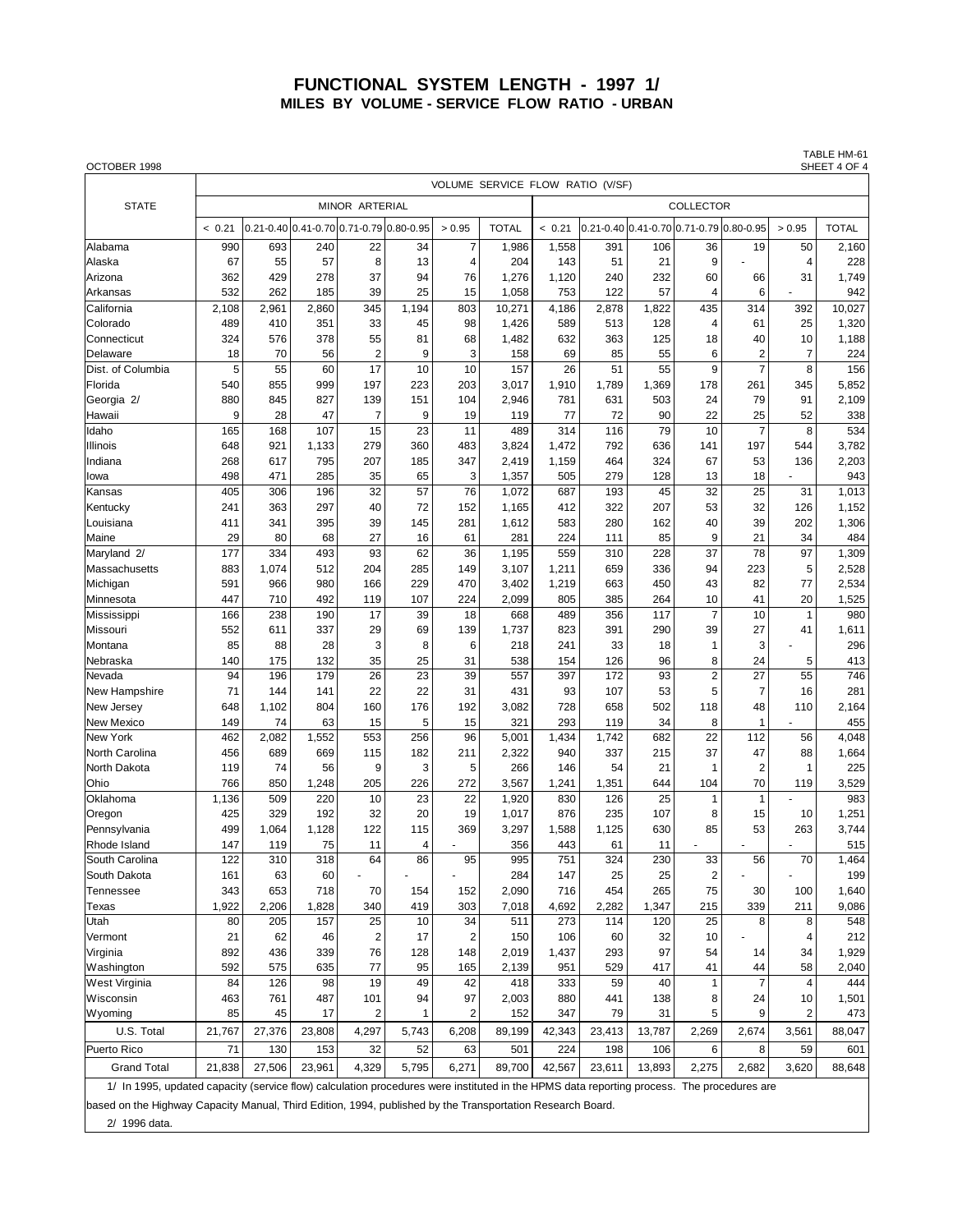# FUNCTIONAL SYSTEM LENGTH - 1997 1/

## MILES BY VOLUME - SERVICE FLOW RATIO - URBAN

OCTOBER 1998

TABLE HM-61
SHEET 4 OF 4

| STATE | VOLUME SERVICE FLOW RATIO (V/SF) | | | | | | | | | | | | | |
|---|---|---|---|---|---|---|---|---|---|---|---|---|---|---|
| | MINOR ARTERIAL | | | | | | | COLLECTOR | | | | | | |
| | < 0.21 | 0.21-0.40 | 0.41-0.70 | 0.71-0.79 | 0.80-0.95 | > 0.95 | TOTAL | < 0.21 | 0.21-0.40 | 0.41-0.70 | 0.71-0.79 | 0.80-0.95 | > 0.95 | TOTAL |
| Alabama | 990 | 693 | 240 | 22 | 34 | 7 | 1,986 | 1,558 | 391 | 106 | 36 | 19 | 50 | 2,160 |
| Alaska | 67 | 55 | 57 | 8 | 13 | 4 | 204 | 143 | 51 | 21 | 9 | - | 4 | 228 |
| Arizona | 362 | 429 | 278 | 37 | 94 | 76 | 1,276 | 1,120 | 240 | 232 | 60 | 66 | 31 | 1,749 |
| Arkansas | 532 | 262 | 185 | 39 | 25 | 15 | 1,058 | 753 | 122 | 57 | 4 | 6 | - | 942 |
| California | 2,108 | 2,961 | 2,860 | 345 | 1,194 | 803 | 10,271 | 4,186 | 2,878 | 1,822 | 435 | 314 | 392 | 10,027 |
| Colorado | 489 | 410 | 351 | 33 | 45 | 98 | 1,426 | 589 | 513 | 128 | 4 | 61 | 25 | 1,320 |
| Connecticut | 324 | 576 | 378 | 55 | 81 | 68 | 1,482 | 632 | 363 | 125 | 18 | 40 | 10 | 1,188 |
| Delaware | 18 | 70 | 56 | 2 | 9 | 3 | 158 | 69 | 85 | 55 | 6 | 2 | 7 | 224 |
| Dist. of Columbia | 5 | 55 | 60 | 17 | 10 | 10 | 157 | 26 | 51 | 55 | 9 | 7 | 8 | 156 |
| Florida | 540 | 855 | 999 | 197 | 223 | 203 | 3,017 | 1,910 | 1,789 | 1,369 | 178 | 261 | 345 | 5,852 |
| Georgia 2/ | 880 | 845 | 827 | 139 | 151 | 104 | 2,946 | 781 | 631 | 503 | 24 | 79 | 91 | 2,109 |
| Hawaii | 9 | 28 | 47 | 7 | 9 | 19 | 119 | 77 | 72 | 90 | 22 | 25 | 52 | 338 |
| Idaho | 165 | 168 | 107 | 15 | 23 | 11 | 489 | 314 | 116 | 79 | 10 | 7 | 8 | 534 |
| Illinois | 648 | 921 | 1,133 | 279 | 360 | 483 | 3,824 | 1,472 | 792 | 636 | 141 | 197 | 544 | 3,782 |
| Indiana | 268 | 617 | 795 | 207 | 185 | 347 | 2,419 | 1,159 | 464 | 324 | 67 | 53 | 136 | 2,203 |
| Iowa | 498 | 471 | 285 | 35 | 65 | 3 | 1,357 | 505 | 279 | 128 | 13 | 18 | - | 943 |
| Kansas | 405 | 306 | 196 | 32 | 57 | 76 | 1,072 | 687 | 193 | 45 | 32 | 25 | 31 | 1,013 |
| Kentucky | 241 | 363 | 297 | 40 | 72 | 152 | 1,165 | 412 | 322 | 207 | 53 | 32 | 126 | 1,152 |
| Louisiana | 411 | 341 | 395 | 39 | 145 | 281 | 1,612 | 583 | 280 | 162 | 40 | 39 | 202 | 1,306 |
| Maine | 29 | 80 | 68 | 27 | 16 | 61 | 281 | 224 | 111 | 85 | 9 | 21 | 34 | 484 |
| Maryland 2/ | 177 | 334 | 493 | 93 | 62 | 36 | 1,195 | 559 | 310 | 228 | 37 | 78 | 97 | 1,309 |
| Massachusetts | 883 | 1,074 | 512 | 204 | 285 | 149 | 3,107 | 1,211 | 659 | 336 | 94 | 223 | 5 | 2,528 |
| Michigan | 591 | 966 | 980 | 166 | 229 | 470 | 3,402 | 1,219 | 663 | 450 | 43 | 82 | 77 | 2,534 |
| Minnesota | 447 | 710 | 492 | 119 | 107 | 224 | 2,099 | 805 | 385 | 264 | 10 | 41 | 20 | 1,525 |
| Mississippi | 166 | 238 | 190 | 17 | 39 | 18 | 668 | 489 | 356 | 117 | 7 | 10 | 1 | 980 |
| Missouri | 552 | 611 | 337 | 29 | 69 | 139 | 1,737 | 823 | 391 | 290 | 39 | 27 | 41 | 1,611 |
| Montana | 85 | 88 | 28 | 3 | 8 | 6 | 218 | 241 | 33 | 18 | 1 | 3 | - | 296 |
| Nebraska | 140 | 175 | 132 | 35 | 25 | 31 | 538 | 154 | 126 | 96 | 8 | 24 | 5 | 413 |
| Nevada | 94 | 196 | 179 | 26 | 23 | 39 | 557 | 397 | 172 | 93 | 2 | 27 | 55 | 746 |
| New Hampshire | 71 | 144 | 141 | 22 | 22 | 31 | 431 | 93 | 107 | 53 | 5 | 7 | 16 | 281 |
| New Jersey | 648 | 1,102 | 804 | 160 | 176 | 192 | 3,082 | 728 | 658 | 502 | 118 | 48 | 110 | 2,164 |
| New Mexico | 149 | 74 | 63 | 15 | 5 | 15 | 321 | 293 | 119 | 34 | 8 | 1 | - | 455 |
| New York | 462 | 2,082 | 1,552 | 553 | 256 | 96 | 5,001 | 1,434 | 1,742 | 682 | 22 | 112 | 56 | 4,048 |
| North Carolina | 456 | 689 | 669 | 115 | 182 | 211 | 2,322 | 940 | 337 | 215 | 37 | 47 | 88 | 1,664 |
| North Dakota | 119 | 74 | 56 | 9 | 3 | 5 | 266 | 146 | 54 | 21 | 1 | 2 | 1 | 225 |
| Ohio | 766 | 850 | 1,248 | 205 | 226 | 272 | 3,567 | 1,241 | 1,351 | 644 | 104 | 70 | 119 | 3,529 |
| Oklahoma | 1,136 | 509 | 220 | 10 | 23 | 22 | 1,920 | 830 | 126 | 25 | 1 | 1 | - | 983 |
| Oregon | 425 | 329 | 192 | 32 | 20 | 19 | 1,017 | 876 | 235 | 107 | 8 | 15 | 10 | 1,251 |
| Pennsylvania | 499 | 1,064 | 1,128 | 122 | 115 | 369 | 3,297 | 1,588 | 1,125 | 630 | 85 | 53 | 263 | 3,744 |
| Rhode Island | 147 | 119 | 75 | 11 | 4 | - | 356 | 443 | 61 | 11 | - | - | - | 515 |
| South Carolina | 122 | 310 | 318 | 64 | 86 | 95 | 995 | 751 | 324 | 230 | 33 | 56 | 70 | 1,464 |
| South Dakota | 161 | 63 | 60 | - | - | - | 284 | 147 | 25 | 25 | 2 | - | - | 199 |
| Tennessee | 343 | 653 | 718 | 70 | 154 | 152 | 2,090 | 716 | 454 | 265 | 75 | 30 | 100 | 1,640 |
| Texas | 1,922 | 2,206 | 1,828 | 340 | 419 | 303 | 7,018 | 4,692 | 2,282 | 1,347 | 215 | 339 | 211 | 9,086 |
| Utah | 80 | 205 | 157 | 25 | 10 | 34 | 511 | 273 | 114 | 120 | 25 | 8 | 8 | 548 |
| Vermont | 21 | 62 | 46 | 2 | 17 | 2 | 150 | 106 | 60 | 32 | 10 | - | 4 | 212 |
| Virginia | 892 | 436 | 339 | 76 | 128 | 148 | 2,019 | 1,437 | 293 | 97 | 54 | 14 | 34 | 1,929 |
| Washington | 592 | 575 | 635 | 77 | 95 | 165 | 2,139 | 951 | 529 | 417 | 41 | 44 | 58 | 2,040 |
| West Virginia | 84 | 126 | 98 | 19 | 49 | 42 | 418 | 333 | 59 | 40 | 1 | 7 | 4 | 444 |
| Wisconsin | 463 | 761 | 487 | 101 | 94 | 97 | 2,003 | 880 | 441 | 138 | 8 | 24 | 10 | 1,501 |
| Wyoming | 85 | 45 | 17 | 2 | 1 | 2 | 152 | 347 | 79 | 31 | 5 | 9 | 2 | 473 |
| U.S. Total | 21,767 | 27,376 | 23,808 | 4,297 | 5,743 | 6,208 | 89,199 | 42,343 | 23,413 | 13,787 | 2,269 | 2,674 | 3,561 | 88,047 |
| Puerto Rico | 71 | 130 | 153 | 32 | 52 | 63 | 501 | 224 | 198 | 106 | 6 | 8 | 59 | 601 |
| Grand Total | 21,838 | 27,506 | 23,961 | 4,329 | 5,795 | 6,271 | 89,700 | 42,567 | 23,611 | 13,893 | 2,275 | 2,682 | 3,620 | 88,648 |

1/ In 1995, updated capacity (service flow) calculation procedures were instituted in the HPMS data reporting process. The procedures are based on the Highway Capacity Manual, Third Edition, 1994, published by the Transportation Research Board.

2/ 1996 data.